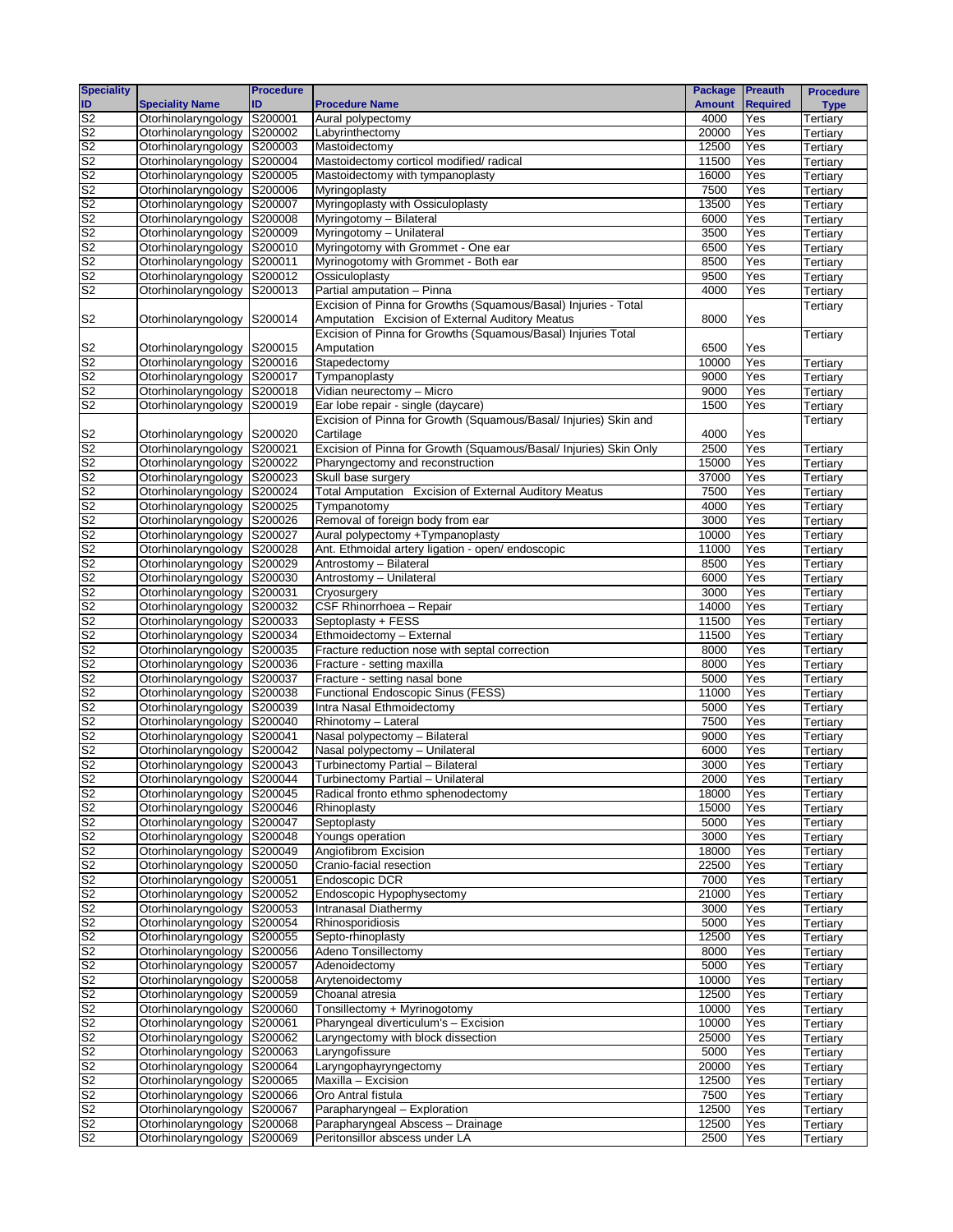| Speciality ID | Speciality Name | Procedure ID | Procedure Name | Package Amount | Preauth Required | Procedure Type |
|---|---|---|---|---|---|---|
| S2 | Otorhinolaryngology | S200001 | Aural polypectomy | 4000 | Yes | Tertiary |
| S2 | Otorhinolaryngology | S200002 | Labyrinthectomy | 20000 | Yes | Tertiary |
| S2 | Otorhinolaryngology | S200003 | Mastoidectomy | 12500 | Yes | Tertiary |
| S2 | Otorhinolaryngology | S200004 | Mastoidectomy corticol modified/ radical | 11500 | Yes | Tertiary |
| S2 | Otorhinolaryngology | S200005 | Mastoidectomy with tympanoplasty | 16000 | Yes | Tertiary |
| S2 | Otorhinolaryngology | S200006 | Myringoplasty | 7500 | Yes | Tertiary |
| S2 | Otorhinolaryngology | S200007 | Myringoplasty with Ossiculoplasty | 13500 | Yes | Tertiary |
| S2 | Otorhinolaryngology | S200008 | Myringotomy – Bilateral | 6000 | Yes | Tertiary |
| S2 | Otorhinolaryngology | S200009 | Myringotomy – Unilateral | 3500 | Yes | Tertiary |
| S2 | Otorhinolaryngology | S200010 | Myringotomy with Grommet - One ear | 6500 | Yes | Tertiary |
| S2 | Otorhinolaryngology | S200011 | Myrinogotomy with Grommet - Both ear | 8500 | Yes | Tertiary |
| S2 | Otorhinolaryngology | S200012 | Ossiculoplasty | 9500 | Yes | Tertiary |
| S2 | Otorhinolaryngology | S200013 | Partial amputation – Pinna | 4000 | Yes | Tertiary |
| S2 | Otorhinolaryngology | S200014 | Excision of Pinna for Growths (Squamous/Basal) Injuries - Total Amputation Excision of External Auditory Meatus | 8000 | Yes | Tertiary |
| S2 | Otorhinolaryngology | S200015 | Excision of Pinna for Growths (Squamous/Basal) Injuries Total Amputation | 6500 | Yes | Tertiary |
| S2 | Otorhinolaryngology | S200016 | Stapedectomy | 10000 | Yes | Tertiary |
| S2 | Otorhinolaryngology | S200017 | Tympanoplasty | 9000 | Yes | Tertiary |
| S2 | Otorhinolaryngology | S200018 | Vidian neurectomy – Micro | 9000 | Yes | Tertiary |
| S2 | Otorhinolaryngology | S200019 | Ear lobe repair - single (daycare) | 1500 | Yes | Tertiary |
| S2 | Otorhinolaryngology | S200020 | Excision of Pinna for Growth (Squamous/Basal/ Injuries) Skin and Cartilage | 4000 | Yes | Tertiary |
| S2 | Otorhinolaryngology | S200021 | Excision of Pinna for Growth (Squamous/Basal/ Injuries) Skin Only | 2500 | Yes | Tertiary |
| S2 | Otorhinolaryngology | S200022 | Pharyngectomy and reconstruction | 15000 | Yes | Tertiary |
| S2 | Otorhinolaryngology | S200023 | Skull base surgery | 37000 | Yes | Tertiary |
| S2 | Otorhinolaryngology | S200024 | Total Amputation Excision of External Auditory Meatus | 7500 | Yes | Tertiary |
| S2 | Otorhinolaryngology | S200025 | Tympanotomy | 4000 | Yes | Tertiary |
| S2 | Otorhinolaryngology | S200026 | Removal of foreign body from ear | 3000 | Yes | Tertiary |
| S2 | Otorhinolaryngology | S200027 | Aural polypectomy +Tympanoplasty | 10000 | Yes | Tertiary |
| S2 | Otorhinolaryngology | S200028 | Ant. Ethmoidal artery ligation - open/ endoscopic | 11000 | Yes | Tertiary |
| S2 | Otorhinolaryngology | S200029 | Antrostomy – Bilateral | 8500 | Yes | Tertiary |
| S2 | Otorhinolaryngology | S200030 | Antrostomy – Unilateral | 6000 | Yes | Tertiary |
| S2 | Otorhinolaryngology | S200031 | Cryosurgery | 3000 | Yes | Tertiary |
| S2 | Otorhinolaryngology | S200032 | CSF Rhinorrhoea – Repair | 14000 | Yes | Tertiary |
| S2 | Otorhinolaryngology | S200033 | Septoplasty + FESS | 11500 | Yes | Tertiary |
| S2 | Otorhinolaryngology | S200034 | Ethmoidectomy – External | 11500 | Yes | Tertiary |
| S2 | Otorhinolaryngology | S200035 | Fracture reduction nose with septal correction | 8000 | Yes | Tertiary |
| S2 | Otorhinolaryngology | S200036 | Fracture - setting maxilla | 8000 | Yes | Tertiary |
| S2 | Otorhinolaryngology | S200037 | Fracture - setting nasal bone | 5000 | Yes | Tertiary |
| S2 | Otorhinolaryngology | S200038 | Functional Endoscopic Sinus (FESS) | 11000 | Yes | Tertiary |
| S2 | Otorhinolaryngology | S200039 | Intra Nasal Ethmoidectomy | 5000 | Yes | Tertiary |
| S2 | Otorhinolaryngology | S200040 | Rhinotomy – Lateral | 7500 | Yes | Tertiary |
| S2 | Otorhinolaryngology | S200041 | Nasal polypectomy – Bilateral | 9000 | Yes | Tertiary |
| S2 | Otorhinolaryngology | S200042 | Nasal polypectomy – Unilateral | 6000 | Yes | Tertiary |
| S2 | Otorhinolaryngology | S200043 | Turbinectomy Partial – Bilateral | 3000 | Yes | Tertiary |
| S2 | Otorhinolaryngology | S200044 | Turbinectomy Partial – Unilateral | 2000 | Yes | Tertiary |
| S2 | Otorhinolaryngology | S200045 | Radical fronto ethmo sphenodectomy | 18000 | Yes | Tertiary |
| S2 | Otorhinolaryngology | S200046 | Rhinoplasty | 15000 | Yes | Tertiary |
| S2 | Otorhinolaryngology | S200047 | Septoplasty | 5000 | Yes | Tertiary |
| S2 | Otorhinolaryngology | S200048 | Youngs operation | 3000 | Yes | Tertiary |
| S2 | Otorhinolaryngology | S200049 | Angiofibrom Excision | 18000 | Yes | Tertiary |
| S2 | Otorhinolaryngology | S200050 | Cranio-facial resection | 22500 | Yes | Tertiary |
| S2 | Otorhinolaryngology | S200051 | Endoscopic DCR | 7000 | Yes | Tertiary |
| S2 | Otorhinolaryngology | S200052 | Endoscopic Hypophysectomy | 21000 | Yes | Tertiary |
| S2 | Otorhinolaryngology | S200053 | Intranasal Diathermy | 3000 | Yes | Tertiary |
| S2 | Otorhinolaryngology | S200054 | Rhinosporidiosis | 5000 | Yes | Tertiary |
| S2 | Otorhinolaryngology | S200055 | Septo-rhinoplasty | 12500 | Yes | Tertiary |
| S2 | Otorhinolaryngology | S200056 | Adeno Tonsillectomy | 8000 | Yes | Tertiary |
| S2 | Otorhinolaryngology | S200057 | Adenoidectomy | 5000 | Yes | Tertiary |
| S2 | Otorhinolaryngology | S200058 | Arytenoidectomy | 10000 | Yes | Tertiary |
| S2 | Otorhinolaryngology | S200059 | Choanal atresia | 12500 | Yes | Tertiary |
| S2 | Otorhinolaryngology | S200060 | Tonsillectomy + Myrinogotomy | 10000 | Yes | Tertiary |
| S2 | Otorhinolaryngology | S200061 | Pharyngeal diverticulum's – Excision | 10000 | Yes | Tertiary |
| S2 | Otorhinolaryngology | S200062 | Laryngectomy with block dissection | 25000 | Yes | Tertiary |
| S2 | Otorhinolaryngology | S200063 | Laryngofissure | 5000 | Yes | Tertiary |
| S2 | Otorhinolaryngology | S200064 | Laryngophayryngectomy | 20000 | Yes | Tertiary |
| S2 | Otorhinolaryngology | S200065 | Maxilla – Excision | 12500 | Yes | Tertiary |
| S2 | Otorhinolaryngology | S200066 | Oro Antral fistula | 7500 | Yes | Tertiary |
| S2 | Otorhinolaryngology | S200067 | Parapharyngeal – Exploration | 12500 | Yes | Tertiary |
| S2 | Otorhinolaryngology | S200068 | Parapharyngeal Abscess – Drainage | 12500 | Yes | Tertiary |
| S2 | Otorhinolaryngology | S200069 | Peritonsillor abscess under LA | 2500 | Yes | Tertiary |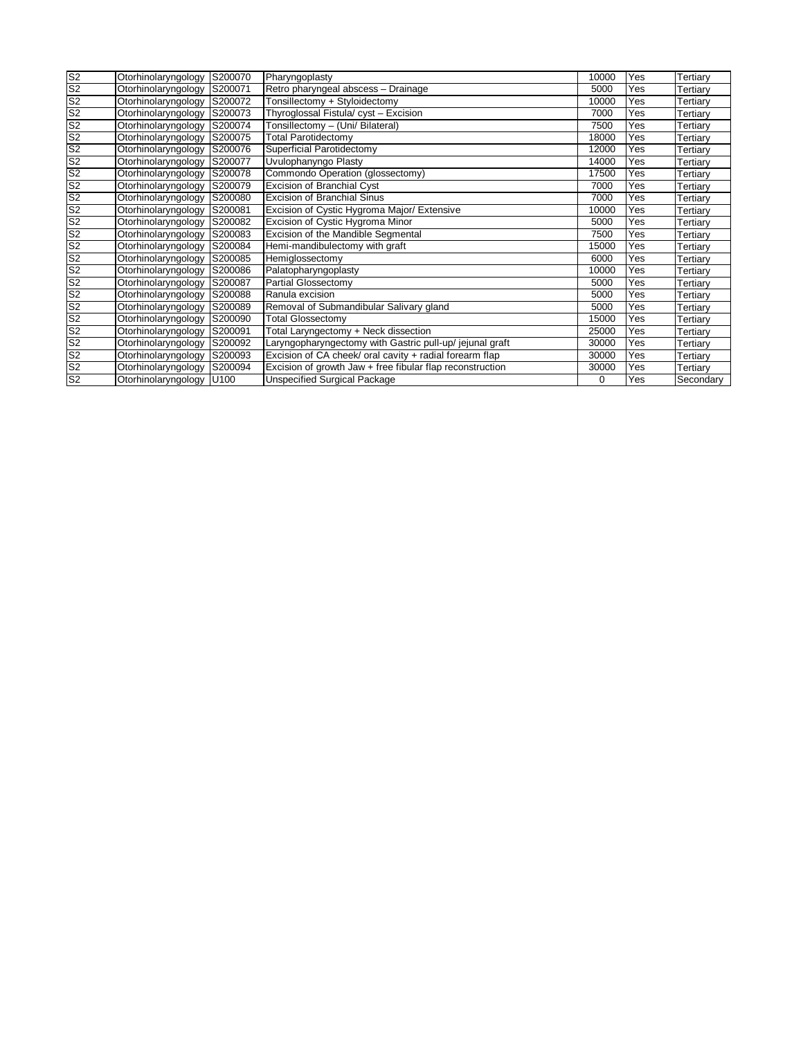| | | | | | | |
|---|---|---|---|---|---|---|
| S2 | Otorhinolaryngology | S200070 | Pharyngoplasty | 10000 | Yes | Tertiary |
| S2 | Otorhinolaryngology | S200071 | Retro pharyngeal abscess – Drainage | 5000 | Yes | Tertiary |
| S2 | Otorhinolaryngology | S200072 | Tonsillectomy + Styloidectomy | 10000 | Yes | Tertiary |
| S2 | Otorhinolaryngology | S200073 | Thyroglossal Fistula/ cyst – Excision | 7000 | Yes | Tertiary |
| S2 | Otorhinolaryngology | S200074 | Tonsillectomy – (Uni/ Bilateral) | 7500 | Yes | Tertiary |
| S2 | Otorhinolaryngology | S200075 | Total Parotidectomy | 18000 | Yes | Tertiary |
| S2 | Otorhinolaryngology | S200076 | Superficial Parotidectomy | 12000 | Yes | Tertiary |
| S2 | Otorhinolaryngology | S200077 | Uvulophanyngo Plasty | 14000 | Yes | Tertiary |
| S2 | Otorhinolaryngology | S200078 | Commondo Operation (glossectomy) | 17500 | Yes | Tertiary |
| S2 | Otorhinolaryngology | S200079 | Excision of Branchial Cyst | 7000 | Yes | Tertiary |
| S2 | Otorhinolaryngology | S200080 | Excision of Branchial Sinus | 7000 | Yes | Tertiary |
| S2 | Otorhinolaryngology | S200081 | Excision of Cystic Hygroma Major/ Extensive | 10000 | Yes | Tertiary |
| S2 | Otorhinolaryngology | S200082 | Excision of Cystic Hygroma Minor | 5000 | Yes | Tertiary |
| S2 | Otorhinolaryngology | S200083 | Excision of the Mandible Segmental | 7500 | Yes | Tertiary |
| S2 | Otorhinolaryngology | S200084 | Hemi-mandibulectomy with graft | 15000 | Yes | Tertiary |
| S2 | Otorhinolaryngology | S200085 | Hemiglossectomy | 6000 | Yes | Tertiary |
| S2 | Otorhinolaryngology | S200086 | Palatopharyngoplasty | 10000 | Yes | Tertiary |
| S2 | Otorhinolaryngology | S200087 | Partial Glossectomy | 5000 | Yes | Tertiary |
| S2 | Otorhinolaryngology | S200088 | Ranula excision | 5000 | Yes | Tertiary |
| S2 | Otorhinolaryngology | S200089 | Removal of Submandibular Salivary gland | 5000 | Yes | Tertiary |
| S2 | Otorhinolaryngology | S200090 | Total Glossectomy | 15000 | Yes | Tertiary |
| S2 | Otorhinolaryngology | S200091 | Total Laryngectomy + Neck dissection | 25000 | Yes | Tertiary |
| S2 | Otorhinolaryngology | S200092 | Laryngopharyngectomy with Gastric pull-up/ jejunal graft | 30000 | Yes | Tertiary |
| S2 | Otorhinolaryngology | S200093 | Excision of CA cheek/ oral cavity + radial forearm flap | 30000 | Yes | Tertiary |
| S2 | Otorhinolaryngology | S200094 | Excision of growth Jaw + free fibular flap reconstruction | 30000 | Yes | Tertiary |
| S2 | Otorhinolaryngology | U100 | Unspecified Surgical Package | 0 | Yes | Secondary |